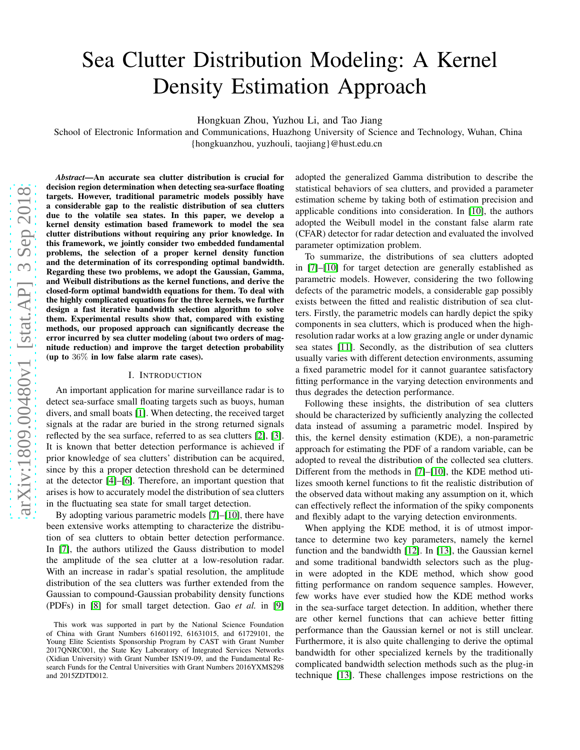# Sea Clutter Distribution Modeling: A Kernel Density Estimation Approach

Hongkuan Zhou, Yuzhou Li, and Tao Jiang

School of Electronic Information and Communications, Huazhong University of Science and Technology, Wuhan, China
{hongkuanzhou, yuzhouli, taojiang}@hust.edu.cn

***Abstract*—An accurate sea clutter distribution is crucial for decision region determination when detecting sea-surface floating targets. However, traditional parametric models possibly have a considerable gap to the realistic distribution of sea clutters due to the volatile sea states. In this paper, we develop a kernel density estimation based framework to model the sea clutter distributions without requiring any prior knowledge. In this framework, we jointly consider two embedded fundamental problems, the selection of a proper kernel density function and the determination of its corresponding optimal bandwidth. Regarding these two problems, we adopt the Gaussian, Gamma, and Weibull distributions as the kernel functions, and derive the closed-form optimal bandwidth equations for them. To deal with the highly complicated equations for the three kernels, we further design a fast iterative bandwidth selection algorithm to solve them. Experimental results show that, compared with existing methods, our proposed approach can significantly decrease the error incurred by sea clutter modeling (about two orders of magnitude reduction) and improve the target detection probability (up to $36\%$ in low false alarm rate cases).**

## I. Introduction

An important application for marine surveillance radar is to detect sea-surface small floating targets such as buoys, human divers, and small boats [1]. When detecting, the received target signals at the radar are buried in the strong returned signals reflected by the sea surface, referred to as sea clutters [2], [3]. It is known that better detection performance is achieved if prior knowledge of sea clutters' distribution can be acquired, since by this a proper detection threshold can be determined at the detector [4]–[6]. Therefore, an important question that arises is how to accurately model the distribution of sea clutters in the fluctuating sea state for small target detection.

By adopting various parametric models [7]–[10], there have been extensive works attempting to characterize the distribution of sea clutters to obtain better detection performance. In [7], the authors utilized the Gauss distribution to model the amplitude of the sea clutter at a low-resolution radar. With an increase in radar's spatial resolution, the amplitude distribution of the sea clutters was further extended from the Gaussian to compound-Gaussian probability density functions (PDFs) in [8] for small target detection. Gao *et al.* in [9] adopted the generalized Gamma distribution to describe the statistical behaviors of sea clutters, and provided a parameter estimation scheme by taking both of estimation precision and applicable conditions into consideration. In [10], the authors adopted the Weibull model in the constant false alarm rate (CFAR) detector for radar detection and evaluated the involved parameter optimization problem.

To summarize, the distributions of sea clutters adopted in [7]–[10] for target detection are generally established as parametric models. However, considering the two following defects of the parametric models, a considerable gap possibly exists between the fitted and realistic distribution of sea clutters. Firstly, the parametric models can hardly depict the spiky components in sea clutters, which is produced when the high-resolution radar works at a low grazing angle or under dynamic sea states [11]. Secondly, as the distribution of sea clutters usually varies with different detection environments, assuming a fixed parametric model for it cannot guarantee satisfactory fitting performance in the varying detection environments and thus degrades the detection performance.

Following these insights, the distribution of sea clutters should be characterized by sufficiently analyzing the collected data instead of assuming a parametric model. Inspired by this, the kernel density estimation (KDE), a non-parametric approach for estimating the PDF of a random variable, can be adopted to reveal the distribution of the collected sea clutters. Different from the methods in [7]–[10], the KDE method utilizes smooth kernel functions to fit the realistic distribution of the observed data without making any assumption on it, which can effectively reflect the information of the spiky components and flexibly adapt to the varying detection environments.

When applying the KDE method, it is of utmost importance to determine two key parameters, namely the kernel function and the bandwidth [12]. In [13], the Gaussian kernel and some traditional bandwidth selectors such as the plug-in were adopted in the KDE method, which show good fitting performance on random sequence samples. However, few works have ever studied how the KDE method works in the sea-surface target detection. In addition, whether there are other kernel functions that can achieve better fitting performance than the Gaussian kernel or not is still unclear. Furthermore, it is also quite challenging to derive the optimal bandwidth for other specialized kernels by the traditionally complicated bandwidth selection methods such as the plug-in technique [13]. These challenges impose restrictions on the

This work was supported in part by the National Science Foundation of China with Grant Numbers 61601192, 61631015, and 61729101, the Young Elite Scientists Sponsorship Program by CAST with Grant Number 2017QNRC001, the State Key Laboratory of Integrated Services Networks (Xidian University) with Grant Number ISN19-09, and the Fundamental Research Funds for the Central Universities with Grant Numbers 2016YXMS298 and 2015ZDTD012.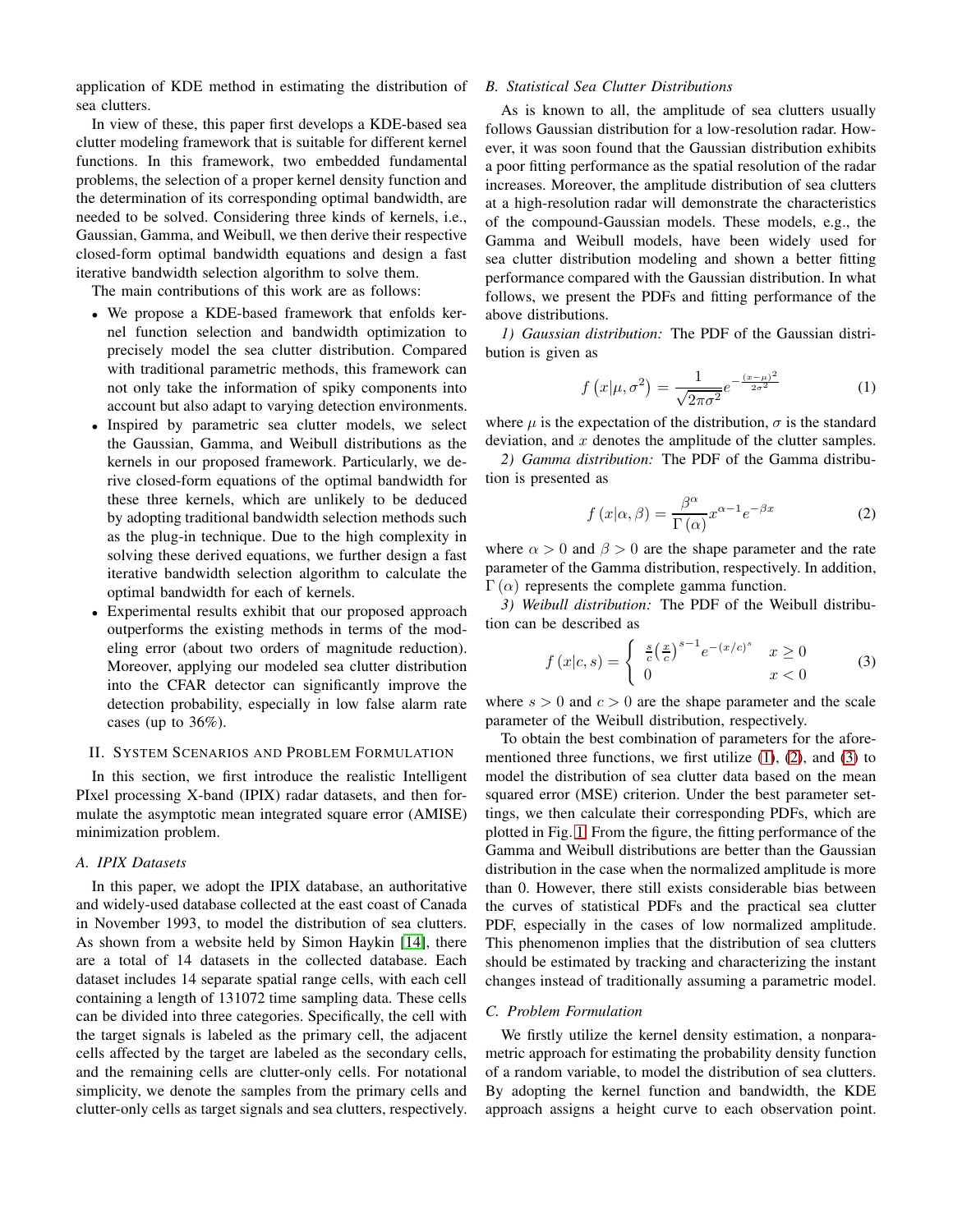application of KDE method in estimating the distribution of sea clutters.

In view of these, this paper first develops a KDE-based sea clutter modeling framework that is suitable for different kernel functions. In this framework, two embedded fundamental problems, the selection of a proper kernel density function and the determination of its corresponding optimal bandwidth, are needed to be solved. Considering three kinds of kernels, i.e., Gaussian, Gamma, and Weibull, we then derive their respective closed-form optimal bandwidth equations and design a fast iterative bandwidth selection algorithm to solve them.

The main contributions of this work are as follows:

- We propose a KDE-based framework that enfolds kernel function selection and bandwidth optimization to precisely model the sea clutter distribution. Compared with traditional parametric methods, this framework can not only take the information of spiky components into account but also adapt to varying detection environments.
- Inspired by parametric sea clutter models, we select the Gaussian, Gamma, and Weibull distributions as the kernels in our proposed framework. Particularly, we derive closed-form equations of the optimal bandwidth for these three kernels, which are unlikely to be deduced by adopting traditional bandwidth selection methods such as the plug-in technique. Due to the high complexity in solving these derived equations, we further design a fast iterative bandwidth selection algorithm to calculate the optimal bandwidth for each of kernels.
- Experimental results exhibit that our proposed approach outperforms the existing methods in terms of the modeling error (about two orders of magnitude reduction). Moreover, applying our modeled sea clutter distribution into the CFAR detector can significantly improve the detection probability, especially in low false alarm rate cases (up to 36%).

## II. System Scenarios and Problem Formulation

In this section, we first introduce the realistic Intelligent PIxel processing X-band (IPIX) radar datasets, and then formulate the asymptotic mean integrated square error (AMISE) minimization problem.

### A. IPIX Datasets

In this paper, we adopt the IPIX database, an authoritative and widely-used database collected at the east coast of Canada in November 1993, to model the distribution of sea clutters. As shown from a website held by Simon Haykin [14], there are a total of 14 datasets in the collected database. Each dataset includes 14 separate spatial range cells, with each cell containing a length of 131072 time sampling data. These cells can be divided into three categories. Specifically, the cell with the target signals is labeled as the primary cell, the adjacent cells affected by the target are labeled as the secondary cells, and the remaining cells are clutter-only cells. For notational simplicity, we denote the samples from the primary cells and clutter-only cells as target signals and sea clutters, respectively.

### B. Statistical Sea Clutter Distributions

As is known to all, the amplitude of sea clutters usually follows Gaussian distribution for a low-resolution radar. However, it was soon found that the Gaussian distribution exhibits a poor fitting performance as the spatial resolution of the radar increases. Moreover, the amplitude distribution of sea clutters at a high-resolution radar will demonstrate the characteristics of the compound-Gaussian models. These models, e.g., the Gamma and Weibull models, have been widely used for sea clutter distribution modeling and shown a better fitting performance compared with the Gaussian distribution. In what follows, we present the PDFs and fitting performance of the above distributions.

*1) Gaussian distribution:* The PDF of the Gaussian distribution is given as

$$f\left(x|\mu,\sigma^2\right) = \frac{1}{\sqrt{2\pi\sigma^2}} e^{-\frac{(x-\mu)^2}{2\sigma^2}} \tag{1}$$

where $\mu$ is the expectation of the distribution, $\sigma$ is the standard deviation, and $x$ denotes the amplitude of the clutter samples.

*2) Gamma distribution:* The PDF of the Gamma distribution is presented as

$$f\left(x|\alpha,\beta\right) = \frac{\beta^\alpha}{\Gamma\left(\alpha\right)} x^{\alpha-1} e^{-\beta x} \tag{2}$$

where $\alpha > 0$ and $\beta > 0$ are the shape parameter and the rate parameter of the Gamma distribution, respectively. In addition, $\Gamma\left(\alpha\right)$ represents the complete gamma function.

*3) Weibull distribution:* The PDF of the Weibull distribution can be described as

$$f\left(x|c,s\right) = \begin{cases} \frac{s}{c}\left(\frac{x}{c}\right)^{s-1} e^{-(x/c)^s} & x \geq 0 \\ 0 & x < 0 \end{cases} \tag{3}$$

where $s > 0$ and $c > 0$ are the shape parameter and the scale parameter of the Weibull distribution, respectively.

To obtain the best combination of parameters for the aforementioned three functions, we first utilize (1), (2), and (3) to model the distribution of sea clutter data based on the mean squared error (MSE) criterion. Under the best parameter settings, we then calculate their corresponding PDFs, which are plotted in Fig. 1. From the figure, the fitting performance of the Gamma and Weibull distributions are better than the Gaussian distribution in the case when the normalized amplitude is more than 0. However, there still exists considerable bias between the curves of statistical PDFs and the practical sea clutter PDF, especially in the cases of low normalized amplitude. This phenomenon implies that the distribution of sea clutters should be estimated by tracking and characterizing the instant changes instead of traditionally assuming a parametric model.

### C. Problem Formulation

We firstly utilize the kernel density estimation, a nonparametric approach for estimating the probability density function of a random variable, to model the distribution of sea clutters. By adopting the kernel function and bandwidth, the KDE approach assigns a height curve to each observation point.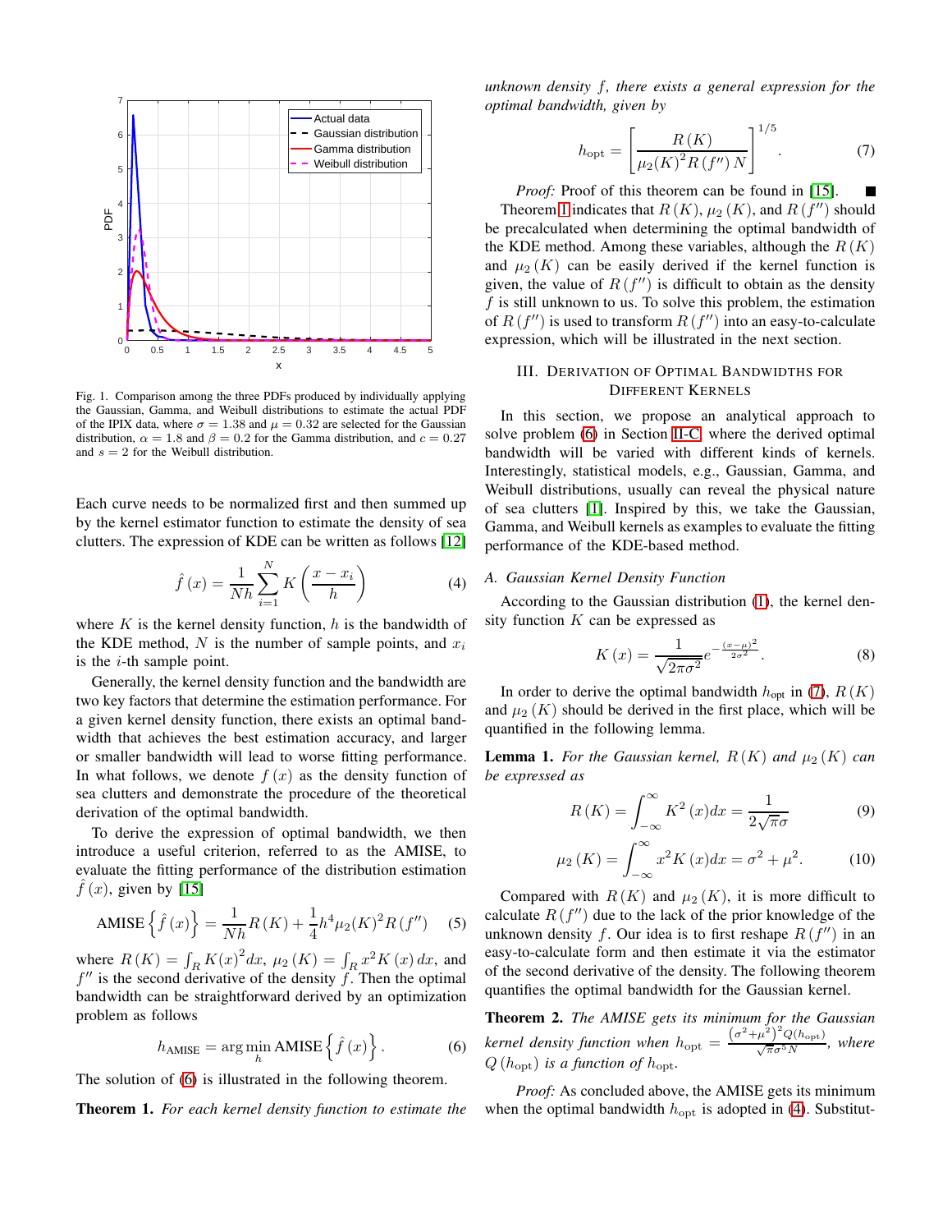Fig. 1. Comparison among the three PDFs produced by individually applying the Gaussian, Gamma, and Weibull distributions to estimate the actual PDF of the IPIX data, where $\sigma = 1.38$ and $\mu = 0.32$ are selected for the Gaussian distribution, $\alpha = 1.8$ and $\beta = 0.2$ for the Gamma distribution, and $c = 0.27$ and $s = 2$ for the Weibull distribution.

Each curve needs to be normalized first and then summed up by the kernel estimator function to estimate the density of sea clutters. The expression of KDE can be written as follows [12]

$$\hat{f}(x) = \frac{1}{Nh}\sum_{i=1}^{N} K\left(\frac{x - x_i}{h}\right) \tag{4}$$

where $K$ is the kernel density function, $h$ is the bandwidth of the KDE method, $N$ is the number of sample points, and $x_i$ is the $i$-th sample point.

Generally, the kernel density function and the bandwidth are two key factors that determine the estimation performance. For a given kernel density function, there exists an optimal bandwidth that achieves the best estimation accuracy, and larger or smaller bandwidth will lead to worse fitting performance. In what follows, we denote $f(x)$ as the density function of sea clutters and demonstrate the procedure of the theoretical derivation of the optimal bandwidth.

To derive the expression of optimal bandwidth, we then introduce a useful criterion, referred to as the AMISE, to evaluate the fitting performance of the distribution estimation $\hat{f}(x)$, given by [15]

$$\text{AMISE}\left\{\hat{f}(x)\right\} = \frac{1}{Nh}R(K) + \frac{1}{4}h^4\mu_2(K)^2 R(f'') \tag{5}$$

where $R(K) = \int_R K(x)^2 dx$, $\mu_2(K) = \int_R x^2 K(x)\,dx$, and $f''$ is the second derivative of the density $f$. Then the optimal bandwidth can be straightforward derived by an optimization problem as follows

$$h_{\text{AMISE}} = \arg\min_h \text{AMISE}\left\{\hat{f}(x)\right\}. \tag{6}$$

The solution of (6) is illustrated in the following theorem.

**Theorem 1.** *For each kernel density function to estimate the unknown density $f$, there exists a general expression for the optimal bandwidth, given by*

$$h_{\text{opt}} = \left[\frac{R(K)}{\mu_2(K)^2 R(f'')\,N}\right]^{1/5}. \tag{7}$$

*Proof:* Proof of this theorem can be found in [15]. ∎

Theorem 1 indicates that $R(K)$, $\mu_2(K)$, and $R(f'')$ should be precalculated when determining the optimal bandwidth of the KDE method. Among these variables, although the $R(K)$ and $\mu_2(K)$ can be easily derived if the kernel function is given, the value of $R(f'')$ is difficult to obtain as the density $f$ is still unknown to us. To solve this problem, the estimation of $R(f'')$ is used to transform $R(f'')$ into an easy-to-calculate expression, which will be illustrated in the next section.

## III. Derivation of Optimal Bandwidths for Different Kernels

In this section, we propose an analytical approach to solve problem (6) in Section II-C, where the derived optimal bandwidth will be varied with different kinds of kernels. Interestingly, statistical models, e.g., Gaussian, Gamma, and Weibull distributions, usually can reveal the physical nature of sea clutters [1]. Inspired by this, we take the Gaussian, Gamma, and Weibull kernels as examples to evaluate the fitting performance of the KDE-based method.

### A. Gaussian Kernel Density Function

According to the Gaussian distribution (1), the kernel density function $K$ can be expressed as

$$K(x) = \frac{1}{\sqrt{2\pi\sigma^2}}e^{-\frac{(x-\mu)^2}{2\sigma^2}}. \tag{8}$$

In order to derive the optimal bandwidth $h_{\text{opt}}$ in (7), $R(K)$ and $\mu_2(K)$ should be derived in the first place, which will be quantified in the following lemma.

**Lemma 1.** *For the Gaussian kernel, $R(K)$ and $\mu_2(K)$ can be expressed as*

$$R(K) = \int_{-\infty}^{\infty} K^2(x)dx = \frac{1}{2\sqrt{\pi}\sigma} \tag{9}$$

$$\mu_2(K) = \int_{-\infty}^{\infty} x^2 K(x)dx = \sigma^2 + \mu^2. \tag{10}$$

Compared with $R(K)$ and $\mu_2(K)$, it is more difficult to calculate $R(f'')$ due to the lack of the prior knowledge of the unknown density $f$. Our idea is to first reshape $R(f'')$ in an easy-to-calculate form and then estimate it via the estimator of the second derivative of the density. The following theorem quantifies the optimal bandwidth for the Gaussian kernel.

**Theorem 2.** *The AMISE gets its minimum for the Gaussian kernel density function when $h_{\text{opt}} = \frac{(\sigma^2+\mu^2)^2 Q(h_{\text{opt}})}{\sqrt{\pi}\sigma^5 N}$, where $Q(h_{\text{opt}})$ is a function of $h_{\text{opt}}$.*

*Proof:* As concluded above, the AMISE gets its minimum when the optimal bandwidth $h_{\text{opt}}$ is adopted in (4). Substitut-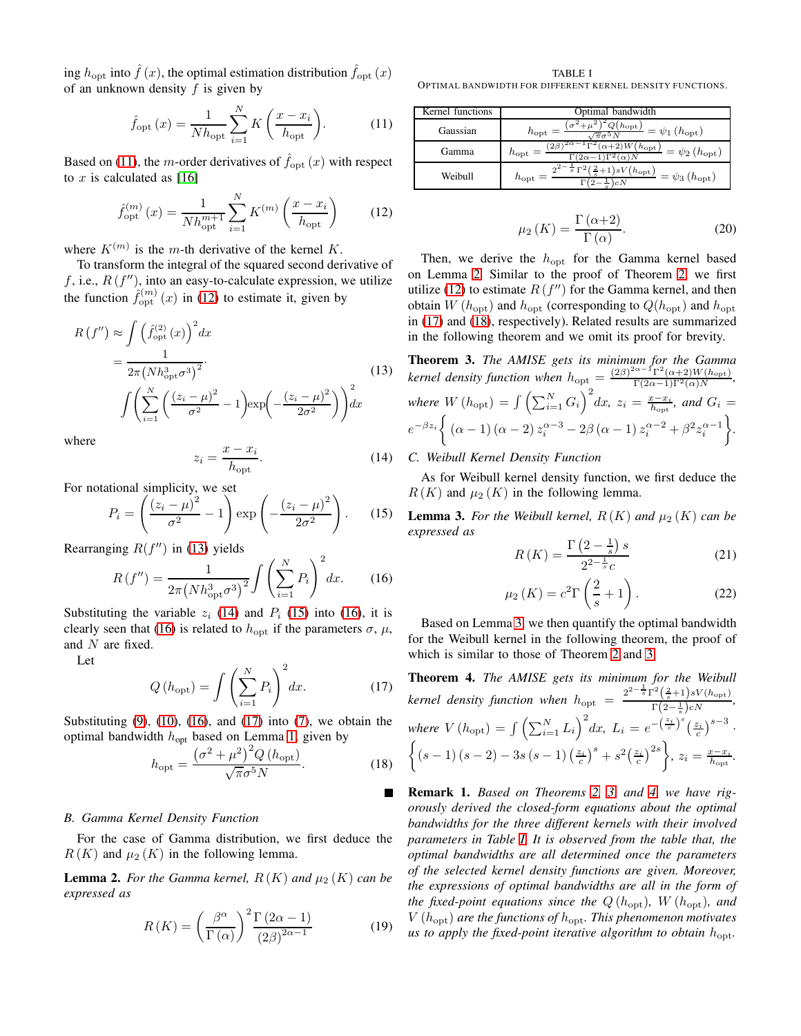ing $h_{\rm opt}$ into $\hat{f}(x)$, the optimal estimation distribution $\hat{f}_{\rm opt}(x)$ of an unknown density $f$ is given by

$$\hat{f}_{\rm opt}(x) = \frac{1}{Nh_{\rm opt}} \sum_{i=1}^{N} K\left(\frac{x - x_i}{h_{\rm opt}}\right). \tag{11}$$

Based on (11), the $m$-order derivatives of $\hat{f}_{\rm opt}(x)$ with respect to $x$ is calculated as [16]

$$\hat{f}^{(m)}_{\rm opt}(x) = \frac{1}{Nh_{\rm opt}^{m+1}} \sum_{i=1}^{N} K^{(m)}\left(\frac{x - x_i}{h_{\rm opt}}\right) \tag{12}$$

where $K^{(m)}$ is the $m$-th derivative of the kernel $K$.

To transform the integral of the squared second derivative of $f$, i.e., $R(f'')$, into an easy-to-calculate expression, we utilize the function $\hat{f}^{(m)}_{\rm opt}(x)$ in (12) to estimate it, given by

$$\begin{aligned} R(f'') &\approx \int \left(\hat{f}^{(2)}_{\rm opt}(x)\right)^2 dx \\ &= \frac{1}{2\pi\left(Nh_{\rm opt}^3\sigma^3\right)^2} \cdot \\ &\quad \int \left(\sum_{i=1}^{N}\left(\frac{(z_i-\mu)^2}{\sigma^2} - 1\right)\exp\!\left(-\frac{(z_i-\mu)^2}{2\sigma^2}\right)\right)^2 dx \end{aligned} \tag{13}$$

where

$$z_i = \frac{x - x_i}{h_{\rm opt}}. \tag{14}$$

For notational simplicity, we set

$$P_i = \left(\frac{(z_i-\mu)^2}{\sigma^2} - 1\right)\exp\left(-\frac{(z_i-\mu)^2}{2\sigma^2}\right). \tag{15}$$

Rearranging $R(f'')$ in (13) yields

$$R(f'') = \frac{1}{2\pi\left(Nh_{\rm opt}^3\sigma^3\right)^2} \int \left(\sum_{i=1}^{N} P_i\right)^2 dx. \tag{16}$$

Substituting the variable $z_i$ (14) and $P_i$ (15) into (16), it is clearly seen that (16) is related to $h_{\rm opt}$ if the parameters $\sigma$, $\mu$, and $N$ are fixed.

Let

$$Q(h_{\rm opt}) = \int \left(\sum_{i=1}^{N} P_i\right)^2 dx. \tag{17}$$

Substituting (9), (10), (16), and (17) into (7), we obtain the optimal bandwidth $h_{\rm opt}$ based on Lemma 1, given by

$$h_{\rm opt} = \frac{\left(\sigma^2+\mu^2\right)^2 Q(h_{\rm opt})}{\sqrt{\pi}\sigma^5 N}. \tag{18}$$

■

### B. Gamma Kernel Density Function

For the case of Gamma distribution, we first deduce the $R(K)$ and $\mu_2(K)$ in the following lemma.

**Lemma 2.** *For the Gamma kernel, $R(K)$ and $\mu_2(K)$ can be expressed as*

$$R(K) = \left(\frac{\beta^\alpha}{\Gamma(\alpha)}\right)^2 \frac{\Gamma(2\alpha-1)}{(2\beta)^{2\alpha-1}} \tag{19}$$

$$\mu_2(K) = \frac{\Gamma(\alpha+2)}{\Gamma(\alpha)}. \tag{20}$$

TABLE I
OPTIMAL BANDWIDTH FOR DIFFERENT KERNEL DENSITY FUNCTIONS.

| Kernel functions | Optimal bandwidth |
|---|---|
| Gaussian | $h_{\rm opt} = \frac{\left(\sigma^2+\mu^2\right)^2 Q(h_{\rm opt})}{\sqrt{\pi}\sigma^5 N} = \psi_1(h_{\rm opt})$ |
| Gamma | $h_{\rm opt} = \frac{(2\beta)^{2\alpha-1}\Gamma^2(\alpha+2)W(h_{\rm opt})}{\Gamma(2\alpha-1)\Gamma^2(\alpha)N} = \psi_2(h_{\rm opt})$ |
| Weibull | $h_{\rm opt} = \frac{2^{2-\frac{1}{s}}\Gamma^2\left(\frac{2}{s}+1\right)sV(h_{\rm opt})}{\Gamma\left(2-\frac{1}{s}\right)cN} = \psi_3(h_{\rm opt})$ |

Then, we derive the $h_{\rm opt}$ for the Gamma kernel based on Lemma 2. Similar to the proof of Theorem 2, we first utilize (12) to estimate $R(f'')$ for the Gamma kernel, and then obtain $W(h_{\rm opt})$ and $h_{\rm opt}$ (corresponding to $Q(h_{\rm opt})$ and $h_{\rm opt}$ in (17) and (18), respectively). Related results are summarized in the following theorem and we omit its proof for brevity.

**Theorem 3.** *The AMISE gets its minimum for the Gamma kernel density function when $h_{\rm opt} = \frac{(2\beta)^{2\alpha-1}\Gamma^2(\alpha+2)W(h_{\rm opt})}{\Gamma(2\alpha-1)\Gamma^2(\alpha)N}$, where $W(h_{\rm opt}) = \int\left(\sum_{i=1}^{N} G_i\right)^2 dx$, $z_i = \frac{x-x_i}{h_{\rm opt}}$, and $G_i = e^{-\beta z_i}\left\{(\alpha-1)(\alpha-2)z_i^{\alpha-3} - 2\beta(\alpha-1)z_i^{\alpha-2} + \beta^2 z_i^{\alpha-1}\right\}$.*

### C. Weibull Kernel Density Function

As for Weibull kernel density function, we first deduce the $R(K)$ and $\mu_2(K)$ in the following lemma.

**Lemma 3.** *For the Weibull kernel, $R(K)$ and $\mu_2(K)$ can be expressed as*

$$R(K) = \frac{\Gamma\left(2-\frac{1}{s}\right)s}{2^{2-\frac{1}{s}}c} \tag{21}$$

$$\mu_2(K) = c^2\Gamma\left(\frac{2}{s}+1\right). \tag{22}$$

Based on Lemma 3, we then quantify the optimal bandwidth for the Weibull kernel in the following theorem, the proof of which is similar to those of Theorem 2 and 3.

**Theorem 4.** *The AMISE gets its minimum for the Weibull kernel density function when $h_{\rm opt} = \frac{2^{2-\frac{1}{s}}\Gamma^2\left(\frac{2}{s}+1\right)sV(h_{\rm opt})}{\Gamma\left(2-\frac{1}{s}\right)cN}$, where $V(h_{\rm opt}) = \int\left(\sum_{i=1}^{N} L_i\right)^2 dx$, $L_i = e^{-\left(\frac{z_i}{c}\right)^s}\left(\frac{z_i}{c}\right)^{s-3} \cdot \left\{(s-1)(s-2) - 3s(s-1)\left(\frac{z_i}{c}\right)^s + s^2\left(\frac{z_i}{c}\right)^{2s}\right\}$, $z_i = \frac{x-x_i}{h_{\rm opt}}$.*

**Remark 1.** *Based on Theorems 2, 3, and 4, we have rigorously derived the closed-form equations about the optimal bandwidths for the three different kernels with their involved parameters in Table I. It is observed from the table that, the optimal bandwidths are all determined once the parameters of the selected kernel density functions are given. Moreover, the expressions of optimal bandwidths are all in the form of the fixed-point equations since the $Q(h_{\rm opt})$, $W(h_{\rm opt})$, and $V(h_{\rm opt})$ are the functions of $h_{\rm opt}$. This phenomenon motivates us to apply the fixed-point iterative algorithm to obtain $h_{\rm opt}$.*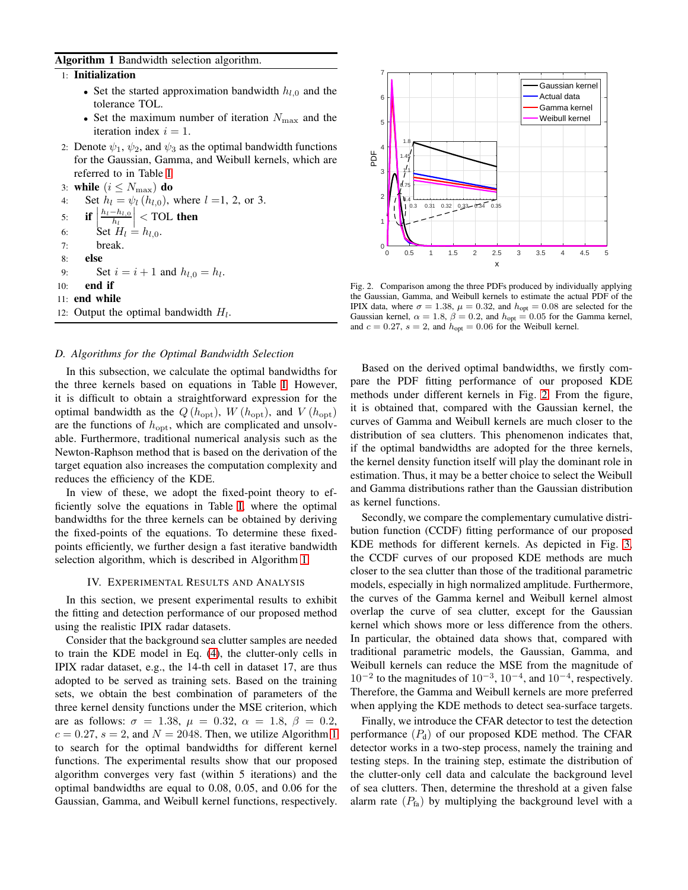**Algorithm 1** Bandwidth selection algorithm.

1: **Initialization**
- Set the started approximation bandwidth $h_{l,0}$ and the tolerance TOL.
- Set the maximum number of iteration $N_{\max}$ and the iteration index $i = 1$.

2: Denote $\psi_1$, $\psi_2$, and $\psi_3$ as the optimal bandwidth functions for the Gaussian, Gamma, and Weibull kernels, which are referred to in Table I.
3: **while** $(i \leq N_{\max})$ **do**
4: Set $h_l = \psi_l(h_{l,0})$, where $l$ =1, 2, or 3.
5: **if** $\left|\frac{h_l - h_{l,0}}{h_l}\right| <$ TOL **then**
6: Set $H_l = h_{l,0}$.
7: break.
8: **else**
9: Set $i = i + 1$ and $h_{l,0} = h_l$.
10: **end if**
11: **end while**
12: Output the optimal bandwidth $H_l$.

### *D. Algorithms for the Optimal Bandwidth Selection*

In this subsection, we calculate the optimal bandwidths for the three kernels based on equations in Table I. However, it is difficult to obtain a straightforward expression for the optimal bandwidth as the $Q(h_{\text{opt}})$, $W(h_{\text{opt}})$, and $V(h_{\text{opt}})$ are the functions of $h_{\text{opt}}$, which are complicated and unsolvable. Furthermore, traditional numerical analysis such as the Newton-Raphson method that is based on the derivation of the target equation also increases the computation complexity and reduces the efficiency of the KDE.

In view of these, we adopt the fixed-point theory to efficiently solve the equations in Table I, where the optimal bandwidths for the three kernels can be obtained by deriving the fixed-points of the equations. To determine these fixed-points efficiently, we further design a fast iterative bandwidth selection algorithm, which is described in Algorithm 1.

## IV. Experimental Results and Analysis

In this section, we present experimental results to exhibit the fitting and detection performance of our proposed method using the realistic IPIX radar datasets.

Consider that the background sea clutter samples are needed to train the KDE model in Eq. (4), the clutter-only cells in IPIX radar dataset, e.g., the 14-th cell in dataset 17, are thus adopted to be served as training sets. Based on the training sets, we obtain the best combination of parameters of the three kernel density functions under the MSE criterion, which are as follows: $\sigma = 1.38$, $\mu = 0.32$, $\alpha = 1.8$, $\beta = 0.2$, $c = 0.27$, $s = 2$, and $N = 2048$. Then, we utilize Algorithm 1 to search for the optimal bandwidths for different kernel functions. The experimental results show that our proposed algorithm converges very fast (within 5 iterations) and the optimal bandwidths are equal to 0.08, 0.05, and 0.06 for the Gaussian, Gamma, and Weibull kernel functions, respectively.

Fig. 2. Comparison among the three PDFs produced by individually applying the Gaussian, Gamma, and Weibull kernels to estimate the actual PDF of the IPIX data, where $\sigma = 1.38$, $\mu = 0.32$, and $h_{\text{opt}} = 0.08$ are selected for the Gaussian kernel, $\alpha = 1.8$, $\beta = 0.2$, and $h_{\text{opt}} = 0.05$ for the Gamma kernel, and $c = 0.27$, $s = 2$, and $h_{\text{opt}} = 0.06$ for the Weibull kernel.

Based on the derived optimal bandwidths, we firstly compare the PDF fitting performance of our proposed KDE methods under different kernels in Fig. 2. From the figure, it is obtained that, compared with the Gaussian kernel, the curves of Gamma and Weibull kernels are much closer to the distribution of sea clutters. This phenomenon indicates that, if the optimal bandwidths are adopted for the three kernels, the kernel density function itself will play the dominant role in estimation. Thus, it may be a better choice to select the Weibull and Gamma distributions rather than the Gaussian distribution as kernel functions.

Secondly, we compare the complementary cumulative distribution function (CCDF) fitting performance of our proposed KDE methods for different kernels. As depicted in Fig. 3, the CCDF curves of our proposed KDE methods are much closer to the sea clutter than those of the traditional parametric models, especially in high normalized amplitude. Furthermore, the curves of the Gamma kernel and Weibull kernel almost overlap the curve of sea clutter, except for the Gaussian kernel which shows more or less difference from the others. In particular, the obtained data shows that, compared with traditional parametric models, the Gaussian, Gamma, and Weibull kernels can reduce the MSE from the magnitude of $10^{-2}$ to the magnitudes of $10^{-3}$, $10^{-4}$, and $10^{-4}$, respectively. Therefore, the Gamma and Weibull kernels are more preferred when applying the KDE methods to detect sea-surface targets.

Finally, we introduce the CFAR detector to test the detection performance ($P_{\text{d}}$) of our proposed KDE method. The CFAR detector works in a two-step process, namely the training and testing steps. In the training step, estimate the distribution of the clutter-only cell data and calculate the background level of sea clutters. Then, determine the threshold at a given false alarm rate ($P_{\text{fa}}$) by multiplying the background level with a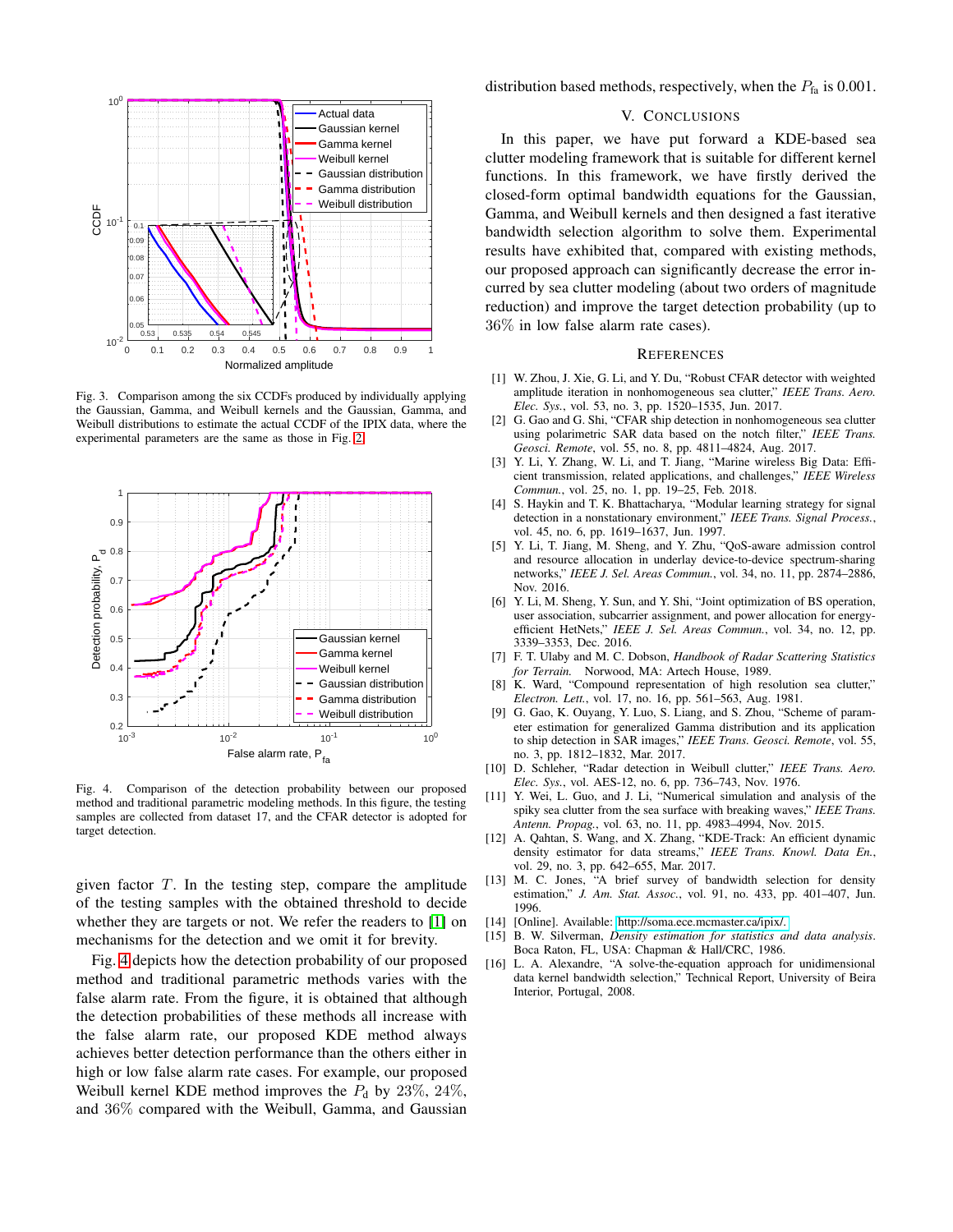10^0

10^-1

10^-2

CCDF

Actual data
Gaussian kernel
Gamma kernel
Weibull kernel
Gaussian distribution
Gamma distribution
Weibull distribution

0.1
0.09
0.08
0.07
0.06
0.05
0.53 0.535 0.54 0.545

0 0.1 0.2 0.3 0.4 0.5 0.6 0.7 0.8 0.9 1

Normalized amplitude

Fig. 3. Comparison among the six CCDFs produced by individually applying the Gaussian, Gamma, and Weibull kernels and the Gaussian, Gamma, and Weibull distributions to estimate the actual CCDF of the IPIX data, where the experimental parameters are the same as those in Fig. 2.

1
0.9
0.8
0.7
0.6
0.5
0.4
0.3
0.2

Detection probability, $P_d$

Gaussian kernel
Gamma kernel
Weibull kernel
Gaussian distribution
Gamma distribution
Weibull distribution

10^-3 10^-2 10^-1 10^0

False alarm rate, $P_{fa}$

Fig. 4. Comparison of the detection probability between our proposed method and traditional parametric modeling methods. In this figure, the testing samples are collected from dataset 17, and the CFAR detector is adopted for target detection.

given factor $T$. In the testing step, compare the amplitude of the testing samples with the obtained threshold to decide whether they are targets or not. We refer the readers to [1] on mechanisms for the detection and we omit it for brevity.

Fig. 4 depicts how the detection probability of our proposed method and traditional parametric methods varies with the false alarm rate. From the figure, it is obtained that although the detection probabilities of these methods all increase with the false alarm rate, our proposed KDE method always achieves better detection performance than the others either in high or low false alarm rate cases. For example, our proposed Weibull kernel KDE method improves the $P_\mathrm{d}$ by 23%, 24%, and 36% compared with the Weibull, Gamma, and Gaussian distribution based methods, respectively, when the $P_\mathrm{fa}$ is 0.001.

## V. Conclusions

In this paper, we have put forward a KDE-based sea clutter modeling framework that is suitable for different kernel functions. In this framework, we have firstly derived the closed-form optimal bandwidth equations for the Gaussian, Gamma, and Weibull kernels and then designed a fast iterative bandwidth selection algorithm to solve them. Experimental results have exhibited that, compared with existing methods, our proposed approach can significantly decrease the error incurred by sea clutter modeling (about two orders of magnitude reduction) and improve the target detection probability (up to 36% in low false alarm rate cases).

## References

[1] W. Zhou, J. Xie, G. Li, and Y. Du, "Robust CFAR detector with weighted amplitude iteration in nonhomogeneous sea clutter," *IEEE Trans. Aero. Elec. Sys.*, vol. 53, no. 3, pp. 1520–1535, Jun. 2017.

[2] G. Gao and G. Shi, "CFAR ship detection in nonhomogeneous sea clutter using polarimetric SAR data based on the notch filter," *IEEE Trans. Geosci. Remote*, vol. 55, no. 8, pp. 4811–4824, Aug. 2017.

[3] Y. Li, Y. Zhang, W. Li, and T. Jiang, "Marine wireless Big Data: Efficient transmission, related applications, and challenges," *IEEE Wireless Commun.*, vol. 25, no. 1, pp. 19–25, Feb. 2018.

[4] S. Haykin and T. K. Bhattacharya, "Modular learning strategy for signal detection in a nonstationary environment," *IEEE Trans. Signal Process.*, vol. 45, no. 6, pp. 1619–1637, Jun. 1997.

[5] Y. Li, T. Jiang, M. Sheng, and Y. Zhu, "QoS-aware admission control and resource allocation in underlay device-to-device spectrum-sharing networks," *IEEE J. Sel. Areas Commun.*, vol. 34, no. 11, pp. 2874–2886, Nov. 2016.

[6] Y. Li, M. Sheng, Y. Sun, and Y. Shi, "Joint optimization of BS operation, user association, subcarrier assignment, and power allocation for energy-efficient HetNets," *IEEE J. Sel. Areas Commun.*, vol. 34, no. 12, pp. 3339–3353, Dec. 2016.

[7] F. T. Ulaby and M. C. Dobson, *Handbook of Radar Scattering Statistics for Terrain.* Norwood, MA: Artech House, 1989.

[8] K. Ward, "Compound representation of high resolution sea clutter," *Electron. Lett.*, vol. 17, no. 16, pp. 561–563, Aug. 1981.

[9] G. Gao, K. Ouyang, Y. Luo, S. Liang, and S. Zhou, "Scheme of parameter estimation for generalized Gamma distribution and its application to ship detection in SAR images," *IEEE Trans. Geosci. Remote*, vol. 55, no. 3, pp. 1812–1832, Mar. 2017.

[10] D. Schleher, "Radar detection in Weibull clutter," *IEEE Trans. Aero. Elec. Sys.*, vol. AES-12, no. 6, pp. 736–743, Nov. 1976.

[11] Y. Wei, L. Guo, and J. Li, "Numerical simulation and analysis of the spiky sea clutter from the sea surface with breaking waves," *IEEE Trans. Antenn. Propag.*, vol. 63, no. 11, pp. 4983–4994, Nov. 2015.

[12] A. Qahtan, S. Wang, and X. Zhang, "KDE-Track: An efficient dynamic density estimator for data streams," *IEEE Trans. Knowl. Data En.*, vol. 29, no. 3, pp. 642–655, Mar. 2017.

[13] M. C. Jones, "A brief survey of bandwidth selection for density estimation," *J. Am. Stat. Assoc.*, vol. 91, no. 433, pp. 401–407, Jun. 1996.

[14] [Online]. Available: http://soma.ece.mcmaster.ca/ipix/.

[15] B. W. Silverman, *Density estimation for statistics and data analysis*. Boca Raton, FL, USA: Chapman & Hall/CRC, 1986.

[16] L. A. Alexandre, "A solve-the-equation approach for unidimensional data kernel bandwidth selection," Technical Report, University of Beira Interior, Portugal, 2008.